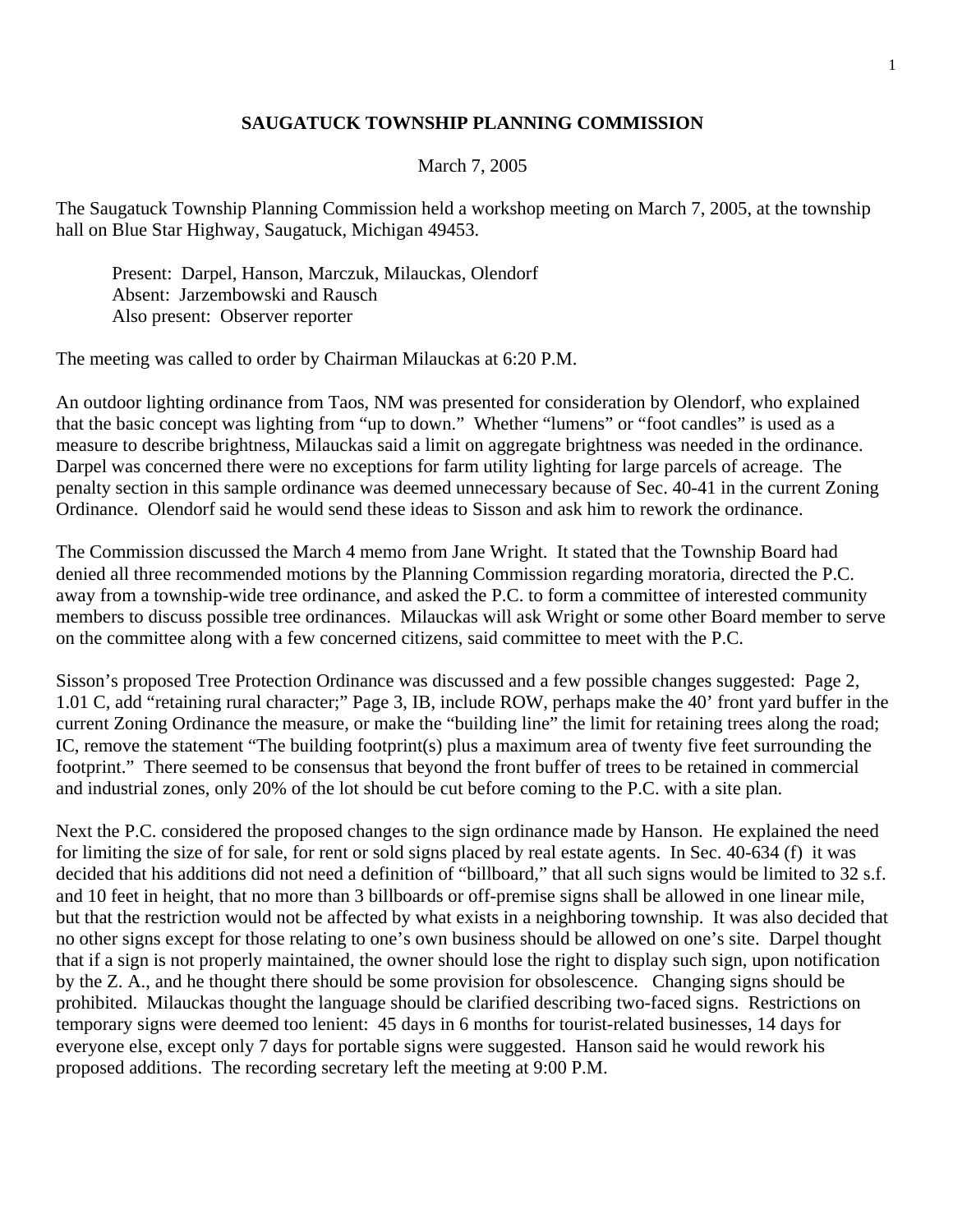# SAUGATUCK TOWNSHIP PLANNING COMMISSION

March 7, 2005

The Saugatuck Township Planning Commission held a workshop meeting on March 7, 2005, at the township hall on Blue Star Highway, Saugatuck, Michigan 49453.

Present: Darpel, Hanson, Marczuk, Milauckas, Olendorf
Absent: Jarzembowski and Rausch
Also present: Observer reporter

The meeting was called to order by Chairman Milauckas at 6:20 P.M.

An outdoor lighting ordinance from Taos, NM was presented for consideration by Olendorf, who explained that the basic concept was lighting from "up to down." Whether "lumens" or "foot candles" is used as a measure to describe brightness, Milauckas said a limit on aggregate brightness was needed in the ordinance. Darpel was concerned there were no exceptions for farm utility lighting for large parcels of acreage. The penalty section in this sample ordinance was deemed unnecessary because of Sec. 40-41 in the current Zoning Ordinance. Olendorf said he would send these ideas to Sisson and ask him to rework the ordinance.

The Commission discussed the March 4 memo from Jane Wright. It stated that the Township Board had denied all three recommended motions by the Planning Commission regarding moratoria, directed the P.C. away from a township-wide tree ordinance, and asked the P.C. to form a committee of interested community members to discuss possible tree ordinances. Milauckas will ask Wright or some other Board member to serve on the committee along with a few concerned citizens, said committee to meet with the P.C.

Sisson's proposed Tree Protection Ordinance was discussed and a few possible changes suggested: Page 2, 1.01 C, add "retaining rural character;" Page 3, IB, include ROW, perhaps make the 40' front yard buffer in the current Zoning Ordinance the measure, or make the "building line" the limit for retaining trees along the road; IC, remove the statement "The building footprint(s) plus a maximum area of twenty five feet surrounding the footprint." There seemed to be consensus that beyond the front buffer of trees to be retained in commercial and industrial zones, only 20% of the lot should be cut before coming to the P.C. with a site plan.

Next the P.C. considered the proposed changes to the sign ordinance made by Hanson. He explained the need for limiting the size of for sale, for rent or sold signs placed by real estate agents. In Sec. 40-634 (f) it was decided that his additions did not need a definition of "billboard," that all such signs would be limited to 32 s.f. and 10 feet in height, that no more than 3 billboards or off-premise signs shall be allowed in one linear mile, but that the restriction would not be affected by what exists in a neighboring township. It was also decided that no other signs except for those relating to one's own business should be allowed on one's site. Darpel thought that if a sign is not properly maintained, the owner should lose the right to display such sign, upon notification by the Z. A., and he thought there should be some provision for obsolescence. Changing signs should be prohibited. Milauckas thought the language should be clarified describing two-faced signs. Restrictions on temporary signs were deemed too lenient: 45 days in 6 months for tourist-related businesses, 14 days for everyone else, except only 7 days for portable signs were suggested. Hanson said he would rework his proposed additions. The recording secretary left the meeting at 9:00 P.M.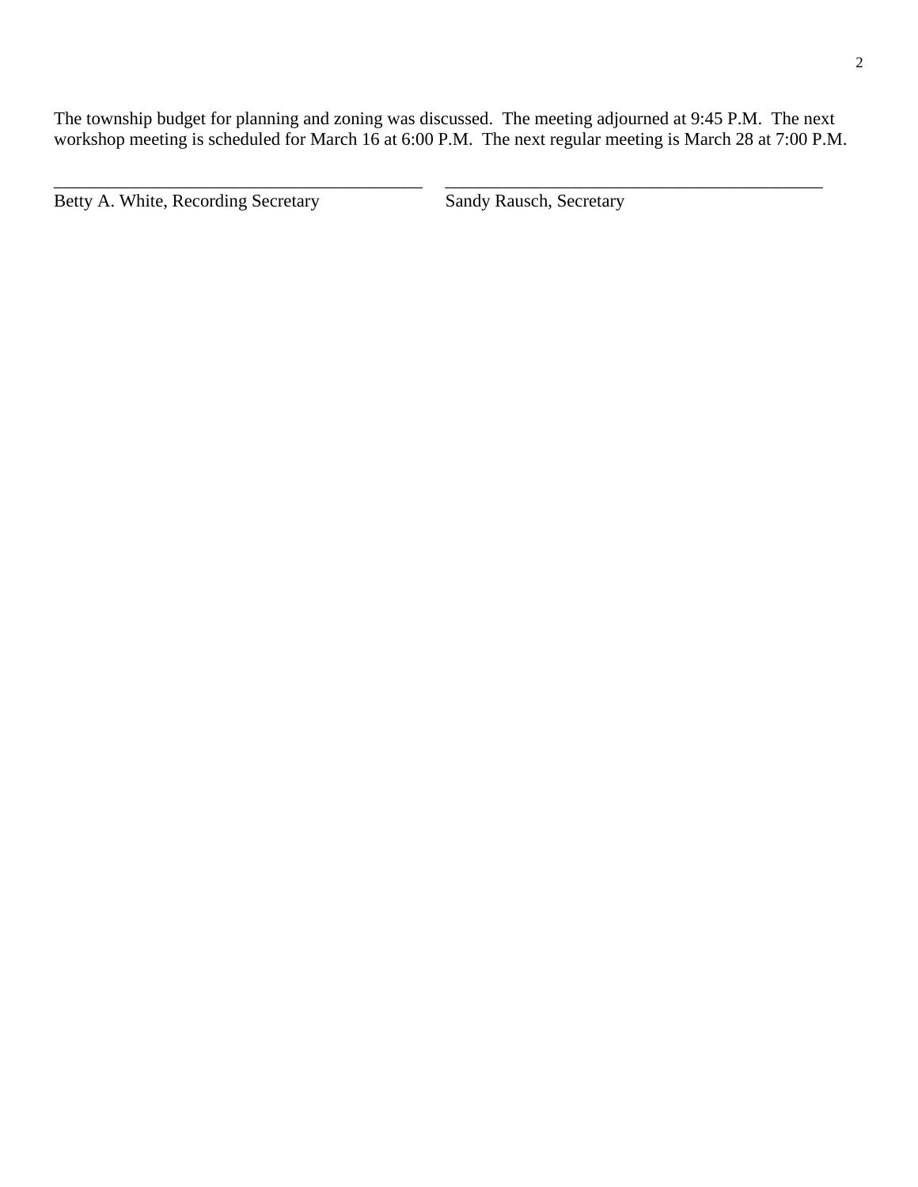The township budget for planning and zoning was discussed. The meeting adjourned at 9:45 P.M. The next workshop meeting is scheduled for March 16 at 6:00 P.M. The next regular meeting is March 28 at 7:00 P.M.

\_\_\_\_\_\_\_\_\_\_\_\_\_\_\_\_\_\_\_\_\_\_\_\_\_\_\_\_\_\_\_\_\_\_\_\_\_\_\_\_\_\_\_\_ \_\_\_\_\_\_\_\_\_\_\_\_\_\_\_\_\_\_\_\_\_\_\_\_\_\_\_\_\_\_\_\_\_\_\_\_\_\_\_\_\_\_\_\_

Betty A. White, Recording Secretary    Sandy Rausch, Secretary